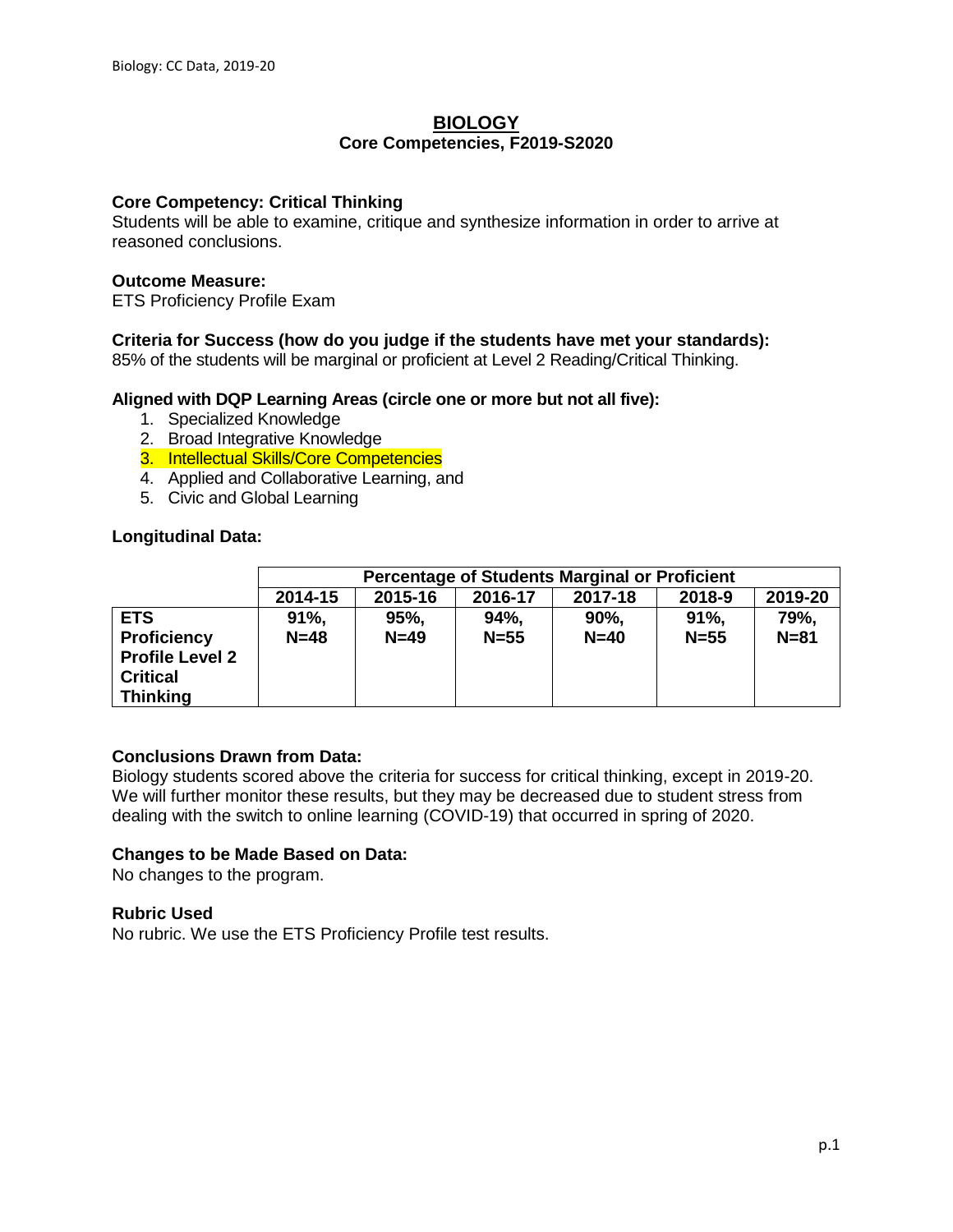# BIOLOGY

## Core Competencies, F2019-S2020

**Core Competency: Critical Thinking**
Students will be able to examine, critique and synthesize information in order to arrive at reasoned conclusions.

**Outcome Measure:**
ETS Proficiency Profile Exam

**Criteria for Success (how do you judge if the students have met your standards):**
85% of the students will be marginal or proficient at Level 2 Reading/Critical Thinking.

**Aligned with DQP Learning Areas (circle one or more but not all five):**

1. Specialized Knowledge
2. Broad Integrative Knowledge
3. Intellectual Skills/Core Competencies
4. Applied and Collaborative Learning, and
5. Civic and Global Learning

**Longitudinal Data:**

| | Percentage of Students Marginal or Proficient | | | | | |
|---|---|---|---|---|---|---|
| | **2014-15** | **2015-16** | **2016-17** | **2017-18** | **2018-9** | **2019-20** |
| **ETS Proficiency Profile Level 2 Critical Thinking** | **91%, N=48** | **95%, N=49** | **94%, N=55** | **90%, N=40** | **91%, N=55** | **79%, N=81** |

**Conclusions Drawn from Data:**
Biology students scored above the criteria for success for critical thinking, except in 2019-20. We will further monitor these results, but they may be decreased due to student stress from dealing with the switch to online learning (COVID-19) that occurred in spring of 2020.

**Changes to be Made Based on Data:**
No changes to the program.

**Rubric Used**
No rubric. We use the ETS Proficiency Profile test results.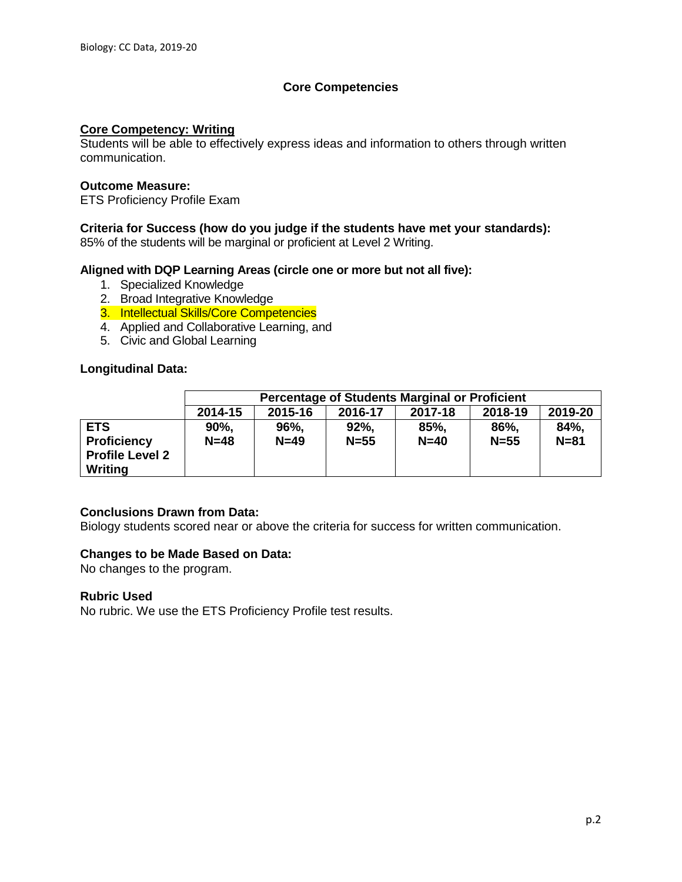## Core Competencies

**Core Competency: Writing**

Students will be able to effectively express ideas and information to others through written communication.

**Outcome Measure:**

ETS Proficiency Profile Exam

**Criteria for Success (how do you judge if the students have met your standards):**

85% of the students will be marginal or proficient at Level 2 Writing.

**Aligned with DQP Learning Areas (circle one or more but not all five):**

1. Specialized Knowledge
2. Broad Integrative Knowledge
3. Intellectual Skills/Core Competencies
4. Applied and Collaborative Learning, and
5. Civic and Global Learning

**Longitudinal Data:**

| | Percentage of Students Marginal or Proficient | | | | | |
|---|---|---|---|---|---|---|
| | **2014-15** | **2015-16** | **2016-17** | **2017-18** | **2018-19** | **2019-20** |
| **ETS Proficiency Profile Level 2 Writing** | **90%, N=48** | **96%, N=49** | **92%, N=55** | **85%, N=40** | **86%, N=55** | **84%, N=81** |

**Conclusions Drawn from Data:**

Biology students scored near or above the criteria for success for written communication.

**Changes to be Made Based on Data:**

No changes to the program.

**Rubric Used**

No rubric. We use the ETS Proficiency Profile test results.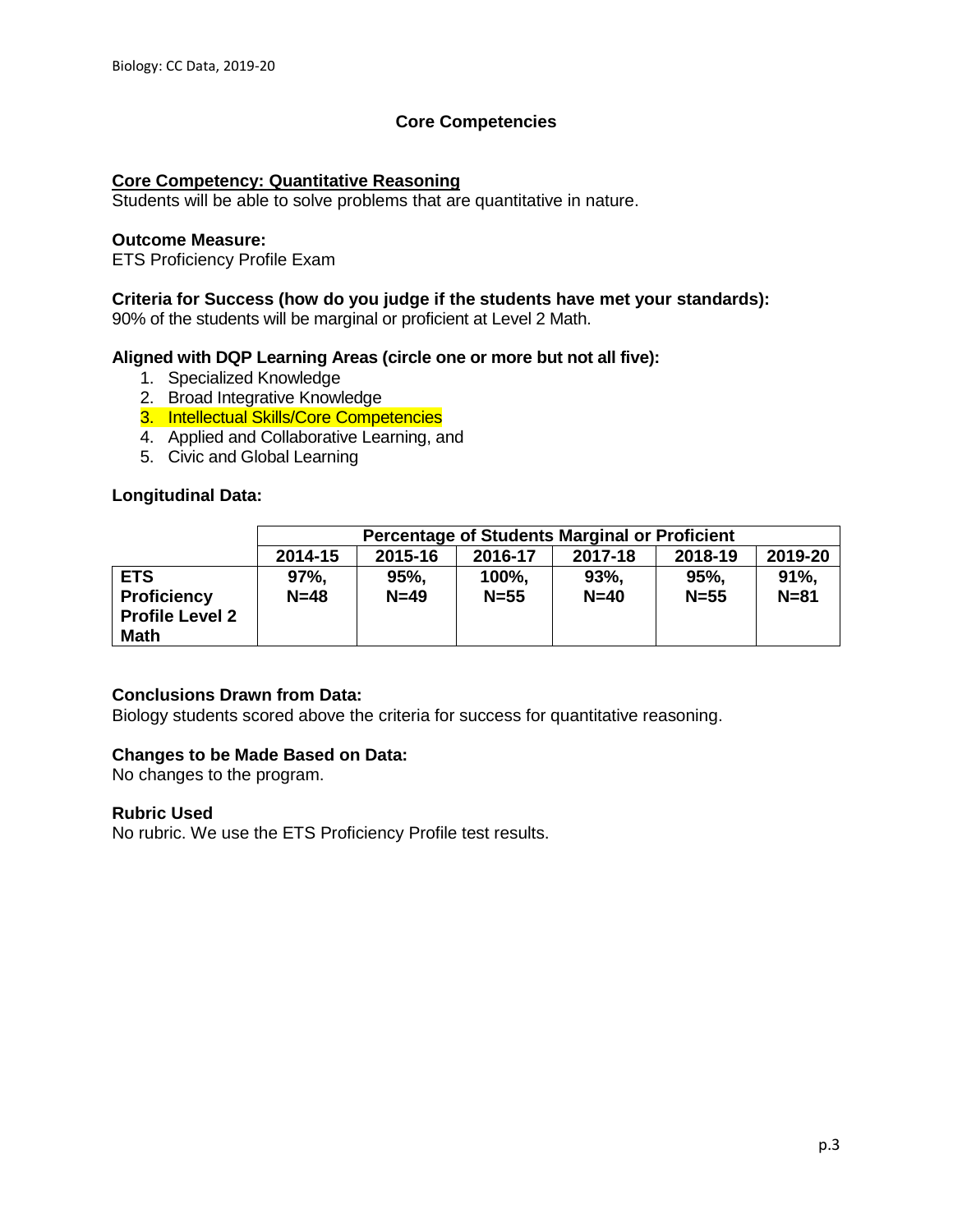## Core Competencies

**Core Competency: Quantitative Reasoning**

Students will be able to solve problems that are quantitative in nature.

**Outcome Measure:**

ETS Proficiency Profile Exam

**Criteria for Success (how do you judge if the students have met your standards):**

90% of the students will be marginal or proficient at Level 2 Math.

**Aligned with DQP Learning Areas (circle one or more but not all five):**

1. Specialized Knowledge
2. Broad Integrative Knowledge
3. Intellectual Skills/Core Competencies
4. Applied and Collaborative Learning, and
5. Civic and Global Learning

**Longitudinal Data:**

| | Percentage of Students Marginal or Proficient | | | | | |
|---|---|---|---|---|---|---|
| | **2014-15** | **2015-16** | **2016-17** | **2017-18** | **2018-19** | **2019-20** |
| **ETS Proficiency Profile Level 2 Math** | **97%, N=48** | **95%, N=49** | **100%, N=55** | **93%, N=40** | **95%, N=55** | **91%, N=81** |

**Conclusions Drawn from Data:**

Biology students scored above the criteria for success for quantitative reasoning.

**Changes to be Made Based on Data:**

No changes to the program.

**Rubric Used**

No rubric. We use the ETS Proficiency Profile test results.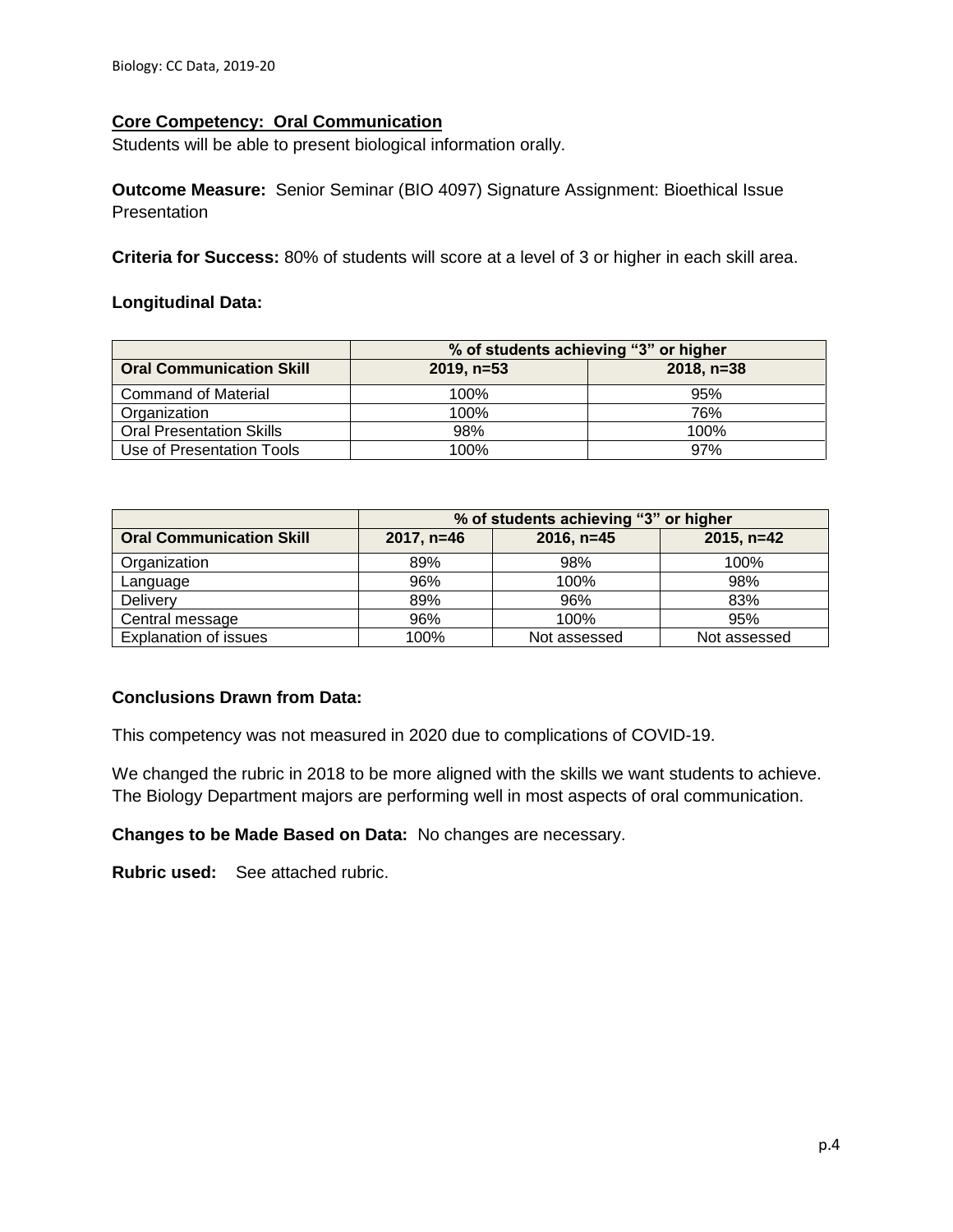## Core Competency: Oral Communication

Students will be able to present biological information orally.

**Outcome Measure:** Senior Seminar (BIO 4097) Signature Assignment: Bioethical Issue Presentation

**Criteria for Success:** 80% of students will score at a level of 3 or higher in each skill area.

**Longitudinal Data:**

| | % of students achieving "3" or higher | |
|---|---|---|
| **Oral Communication Skill** | **2019, n=53** | **2018, n=38** |
| Command of Material | 100% | 95% |
| Organization | 100% | 76% |
| Oral Presentation Skills | 98% | 100% |
| Use of Presentation Tools | 100% | 97% |

| | % of students achieving "3" or higher | | |
|---|---|---|---|
| **Oral Communication Skill** | **2017, n=46** | **2016, n=45** | **2015, n=42** |
| Organization | 89% | 98% | 100% |
| Language | 96% | 100% | 98% |
| Delivery | 89% | 96% | 83% |
| Central message | 96% | 100% | 95% |
| Explanation of issues | 100% | Not assessed | Not assessed |

**Conclusions Drawn from Data:**

This competency was not measured in 2020 due to complications of COVID-19.

We changed the rubric in 2018 to be more aligned with the skills we want students to achieve. The Biology Department majors are performing well in most aspects of oral communication.

**Changes to be Made Based on Data:** No changes are necessary.

**Rubric used:** See attached rubric.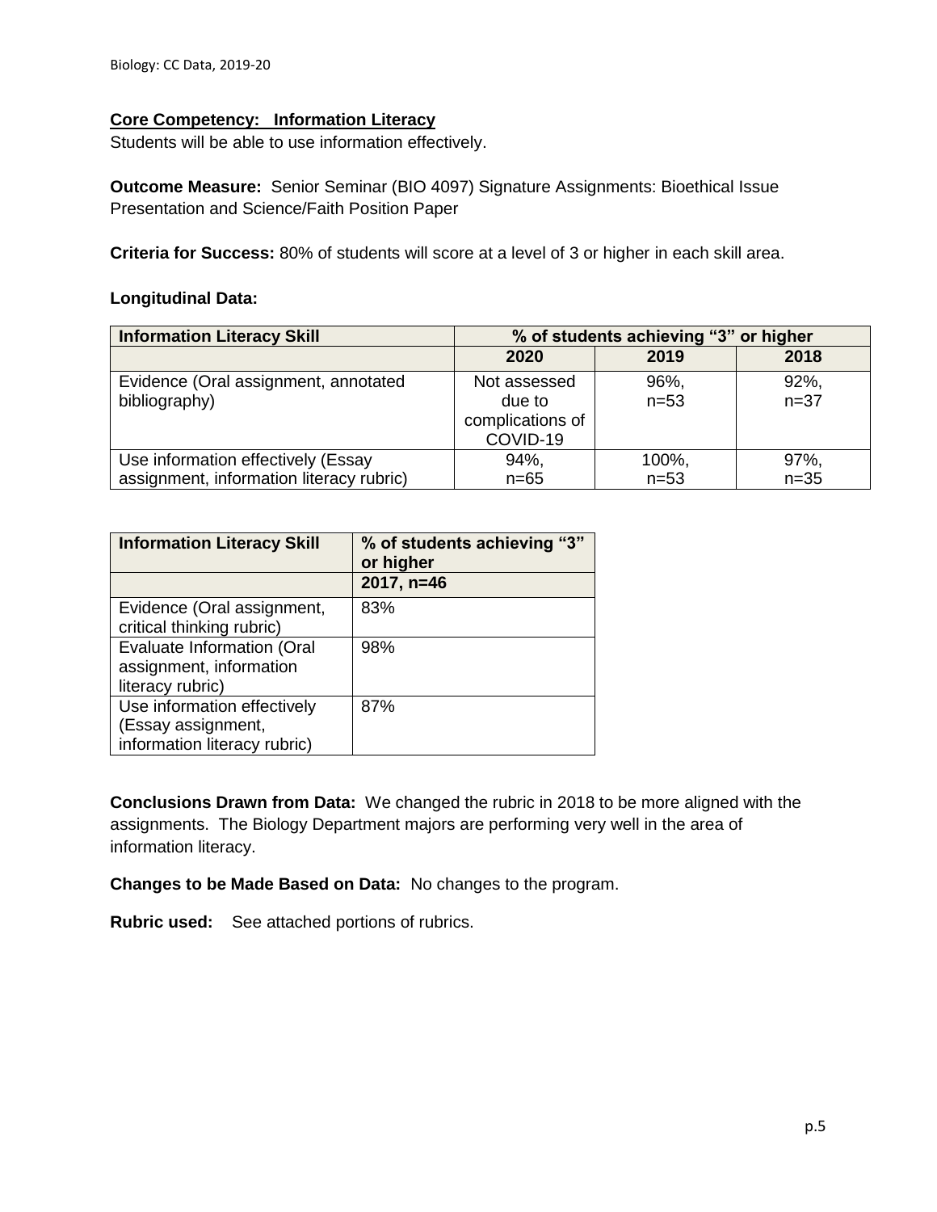**Core Competency: Information Literacy**

Students will be able to use information effectively.

**Outcome Measure:** Senior Seminar (BIO 4097) Signature Assignments: Bioethical Issue Presentation and Science/Faith Position Paper

**Criteria for Success:** 80% of students will score at a level of 3 or higher in each skill area.

**Longitudinal Data:**

| Information Literacy Skill | % of students achieving "3" or higher | | |
|---|---|---|---|
| | 2020 | 2019 | 2018 |
| Evidence (Oral assignment, annotated bibliography) | Not assessed due to complications of COVID-19 | 96%, n=53 | 92%, n=37 |
| Use information effectively (Essay assignment, information literacy rubric) | 94%, n=65 | 100%, n=53 | 97%, n=35 |

| Information Literacy Skill | % of students achieving "3" or higher |
|---|---|
| | 2017, n=46 |
| Evidence (Oral assignment, critical thinking rubric) | 83% |
| Evaluate Information (Oral assignment, information literacy rubric) | 98% |
| Use information effectively (Essay assignment, information literacy rubric) | 87% |

**Conclusions Drawn from Data:** We changed the rubric in 2018 to be more aligned with the assignments. The Biology Department majors are performing very well in the area of information literacy.

**Changes to be Made Based on Data:** No changes to the program.

**Rubric used:** See attached portions of rubrics.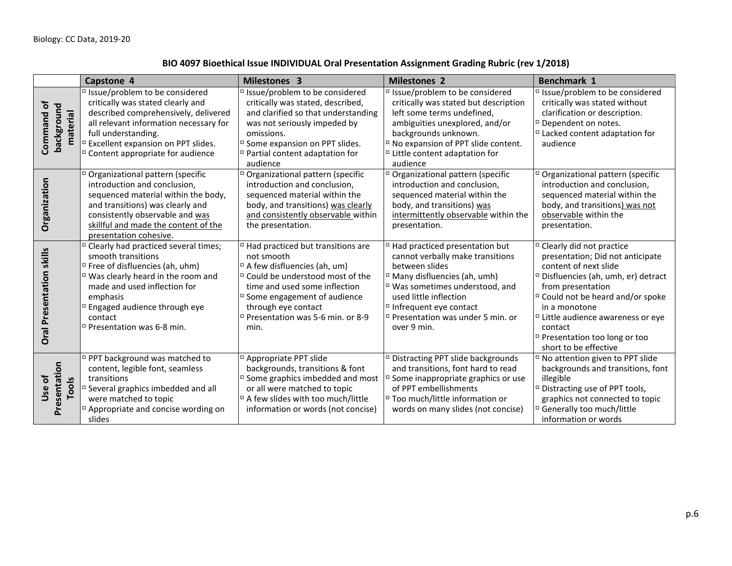## BIO 4097 Bioethical Issue INDIVIDUAL Oral Presentation Assignment Grading Rubric (rev 1/2018)

| | Capstone 4 | Milestones 3 | Milestones 2 | Benchmark 1 |
|---|---|---|---|---|
| **Command of background material** | ▫ Issue/problem to be considered critically was stated clearly and described comprehensively, delivered all relevant information necessary for full understanding.<br>▫ Excellent expansion on PPT slides.<br>▫ Content appropriate for audience | ▫ Issue/problem to be considered critically was stated, described, and clarified so that understanding was not seriously impeded by omissions.<br>▫ Some expansion on PPT slides.<br>▫ Partial content adaptation for audience | ▫ Issue/problem to be considered critically was stated but description left some terms undefined, ambiguities unexplored, and/or backgrounds unknown.<br>▫ No expansion of PPT slide content.<br>▫ Little content adaptation for audience | ▫ Issue/problem to be considered critically was stated without clarification or description.<br>▫ Dependent on notes.<br>▫ Lacked content adaptation for audience |
| **Organization** | ▫ Organizational pattern (specific introduction and conclusion, sequenced material within the body, and transitions) was clearly and consistently observable and was skillful and made the content of the presentation cohesive. | ▫ Organizational pattern (specific introduction and conclusion, sequenced material within the body, and transitions) was clearly and consistently observable within the presentation. | ▫ Organizational pattern (specific introduction and conclusion, sequenced material within the body, and transitions) was intermittently observable within the presentation. | ▫ Organizational pattern (specific introduction and conclusion, sequenced material within the body, and transitions) was not observable within the presentation. |
| **Oral Presentation skills** | ▫ Clearly had practiced several times; smooth transitions<br>▫ Free of disfluencies (ah, uhm)<br>▫ Was clearly heard in the room and made and used inflection for emphasis<br>▫ Engaged audience through eye contact<br>▫ Presentation was 6-8 min. | ▫ Had practiced but transitions are not smooth<br>▫ A few disfluencies (ah, um)<br>▫ Could be understood most of the time and used some inflection<br>▫ Some engagement of audience through eye contact<br>▫ Presentation was 5-6 min. or 8-9 min. | ▫ Had practiced presentation but cannot verbally make transitions between slides<br>▫ Many disfluencies (ah, umh)<br>▫ Was sometimes understood, and used little inflection<br>▫ Infrequent eye contact<br>▫ Presentation was under 5 min. or over 9 min. | ▫ Clearly did not practice presentation; Did not anticipate content of next slide<br>▫ Disfluencies (ah, umh, er) detract from presentation<br>▫ Could not be heard and/or spoke in a monotone<br>▫ Little audience awareness or eye contact<br>▫ Presentation too long or too short to be effective |
| **Use of Presentation Tools** | ▫ PPT background was matched to content, legible font, seamless transitions<br>▫ Several graphics imbedded and all were matched to topic<br>▫ Appropriate and concise wording on slides | ▫ Appropriate PPT slide backgrounds, transitions & font<br>▫ Some graphics imbedded and most or all were matched to topic<br>▫ A few slides with too much/little information or words (not concise) | ▫ Distracting PPT slide backgrounds and transitions, font hard to read<br>▫ Some inappropriate graphics or use of PPT embellishments<br>▫ Too much/little information or words on many slides (not concise) | ▫ No attention given to PPT slide backgrounds and transitions, font illegible<br>▫ Distracting use of PPT tools, graphics not connected to topic<br>▫ Generally too much/little information or words |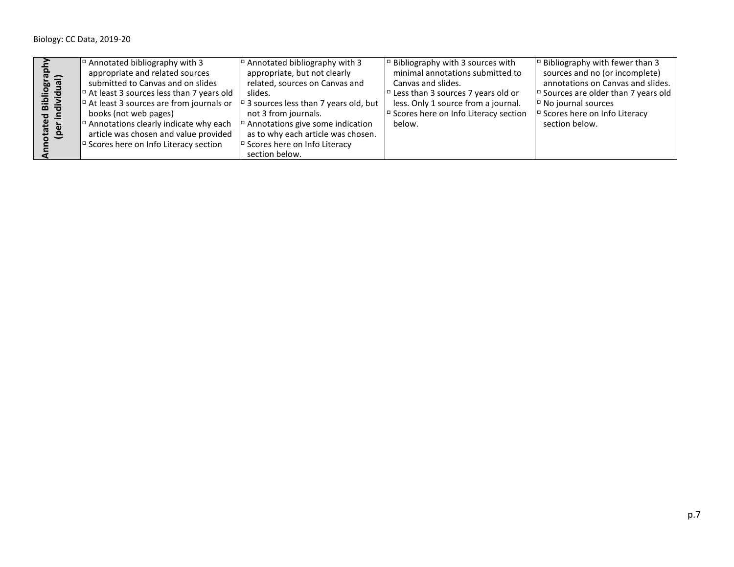| Annotated Bibliography (per individual) | | | | |
|---|---|---|---|---|
| | ▫ Annotated bibliography with 3 appropriate and related sources submitted to Canvas and on slides<br>▫ At least 3 sources less than 7 years old<br>▫ At least 3 sources are from journals or books (not web pages)<br>▫ Annotations clearly indicate why each article was chosen and value provided<br>▫ Scores here on Info Literacy section | ▫ Annotated bibliography with 3 appropriate, but not clearly related, sources on Canvas and slides.<br>▫ 3 sources less than 7 years old, but not 3 from journals.<br>▫ Annotations give some indication as to why each article was chosen.<br>▫ Scores here on Info Literacy section below. | ▫ Bibliography with 3 sources with minimal annotations submitted to Canvas and slides.<br>▫ Less than 3 sources 7 years old or less. Only 1 source from a journal.<br>▫ Scores here on Info Literacy section below. | ▫ Bibliography with fewer than 3 sources and no (or incomplete) annotations on Canvas and slides.<br>▫ Sources are older than 7 years old<br>▫ No journal sources<br>▫ Scores here on Info Literacy section below. |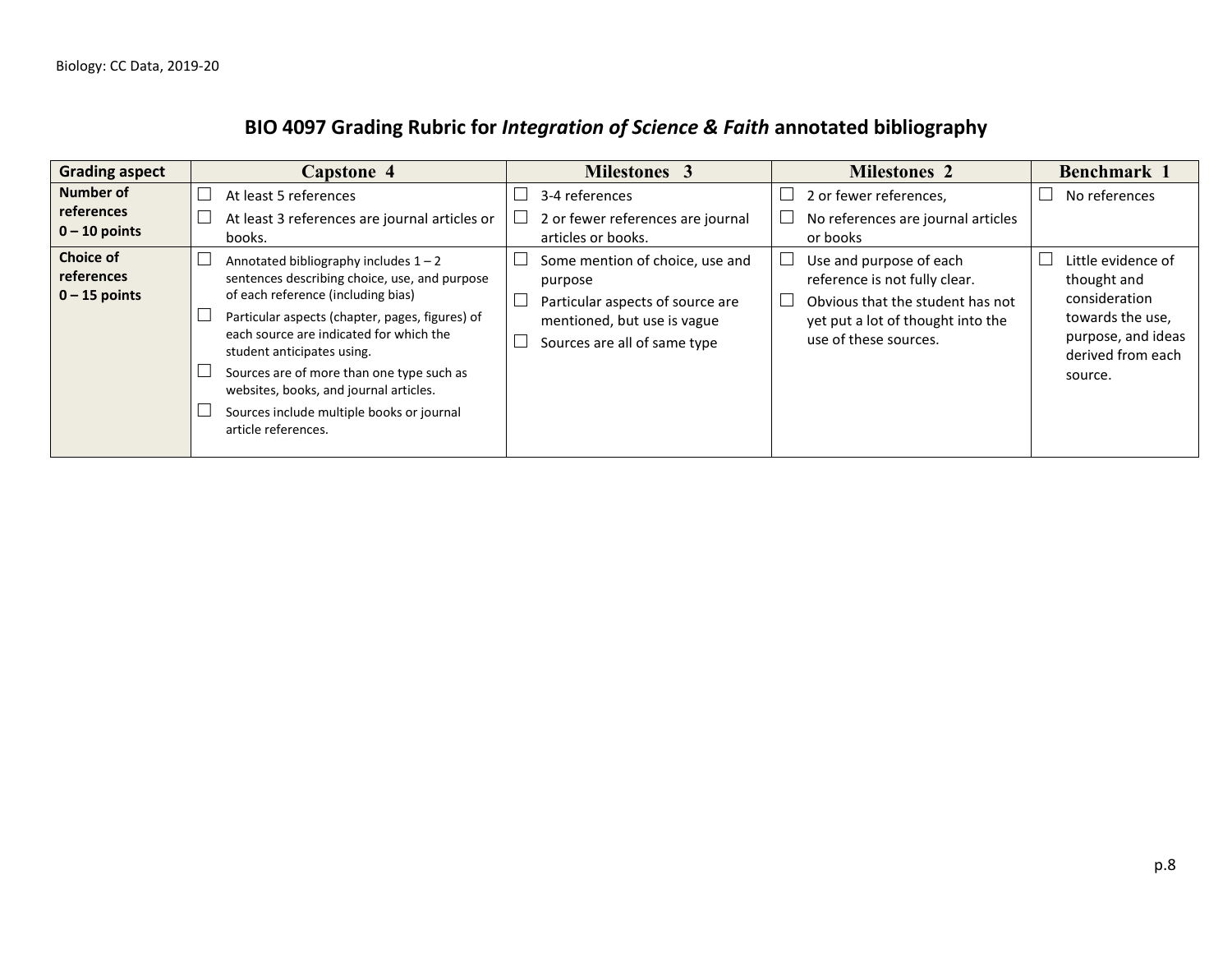## BIO 4097 Grading Rubric for *Integration of Science & Faith* annotated bibliography

| Grading aspect | Capstone 4 | Milestones 3 | Milestones 2 | Benchmark 1 |
|---|---|---|---|---|
| **Number of references 0 – 10 points** | ☐ At least 5 references<br>☐ At least 3 references are journal articles or books. | ☐ 3-4 references<br>☐ 2 or fewer references are journal articles or books. | ☐ 2 or fewer references,<br>☐ No references are journal articles or books | ☐ No references |
| **Choice of references 0 – 15 points** | ☐ Annotated bibliography includes 1 – 2 sentences describing choice, use, and purpose of each reference (including bias)<br>☐ Particular aspects (chapter, pages, figures) of each source are indicated for which the student anticipates using.<br>☐ Sources are of more than one type such as websites, books, and journal articles.<br>☐ Sources include multiple books or journal article references. | ☐ Some mention of choice, use and purpose<br>☐ Particular aspects of source are mentioned, but use is vague<br>☐ Sources are all of same type | ☐ Use and purpose of each reference is not fully clear.<br>☐ Obvious that the student has not yet put a lot of thought into the use of these sources. | ☐ Little evidence of thought and consideration towards the use, purpose, and ideas derived from each source. |